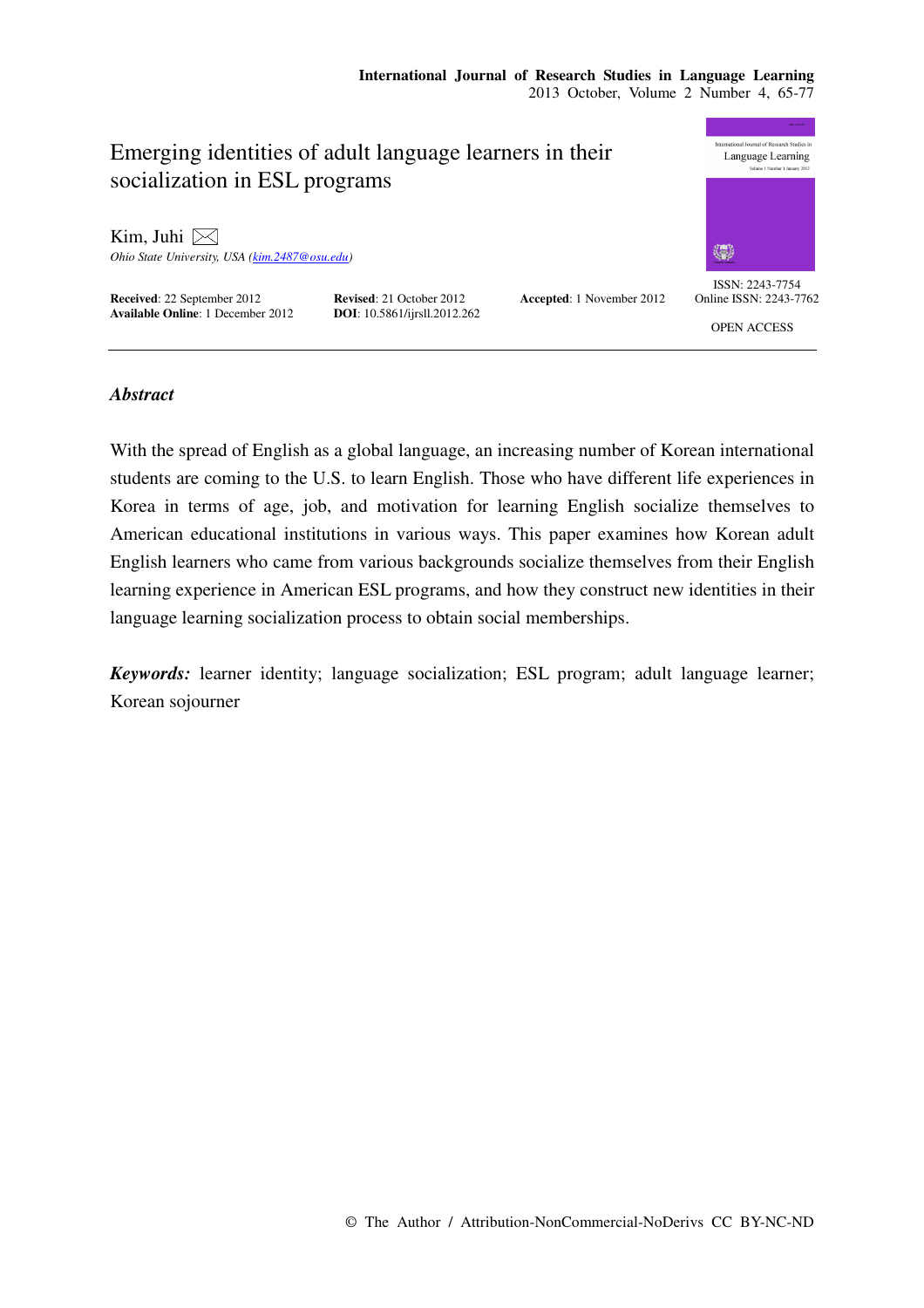# Emerging identities of adult language learners in their socialization in ESL programs

Kim, Juhi

*Ohio State University, USA (kim.2487@osu.edu)*

**Received**: 22 September 2012 **Revised**: 21 October 2012 **Accepted**: 1 November 2012
**Available Online**: 1 December 2012 **DOI**: 10.5861/ijrsll.2012.262

ISSN: 2243-7754
Online ISSN: 2243-7762

OPEN ACCESS

## *Abstract*

With the spread of English as a global language, an increasing number of Korean international students are coming to the U.S. to learn English. Those who have different life experiences in Korea in terms of age, job, and motivation for learning English socialize themselves to American educational institutions in various ways. This paper examines how Korean adult English learners who came from various backgrounds socialize themselves from their English learning experience in American ESL programs, and how they construct new identities in their language learning socialization process to obtain social memberships.

***Keywords:*** learner identity; language socialization; ESL program; adult language learner; Korean sojourner

© The Author / Attribution-NonCommercial-NoDerivs CC BY-NC-ND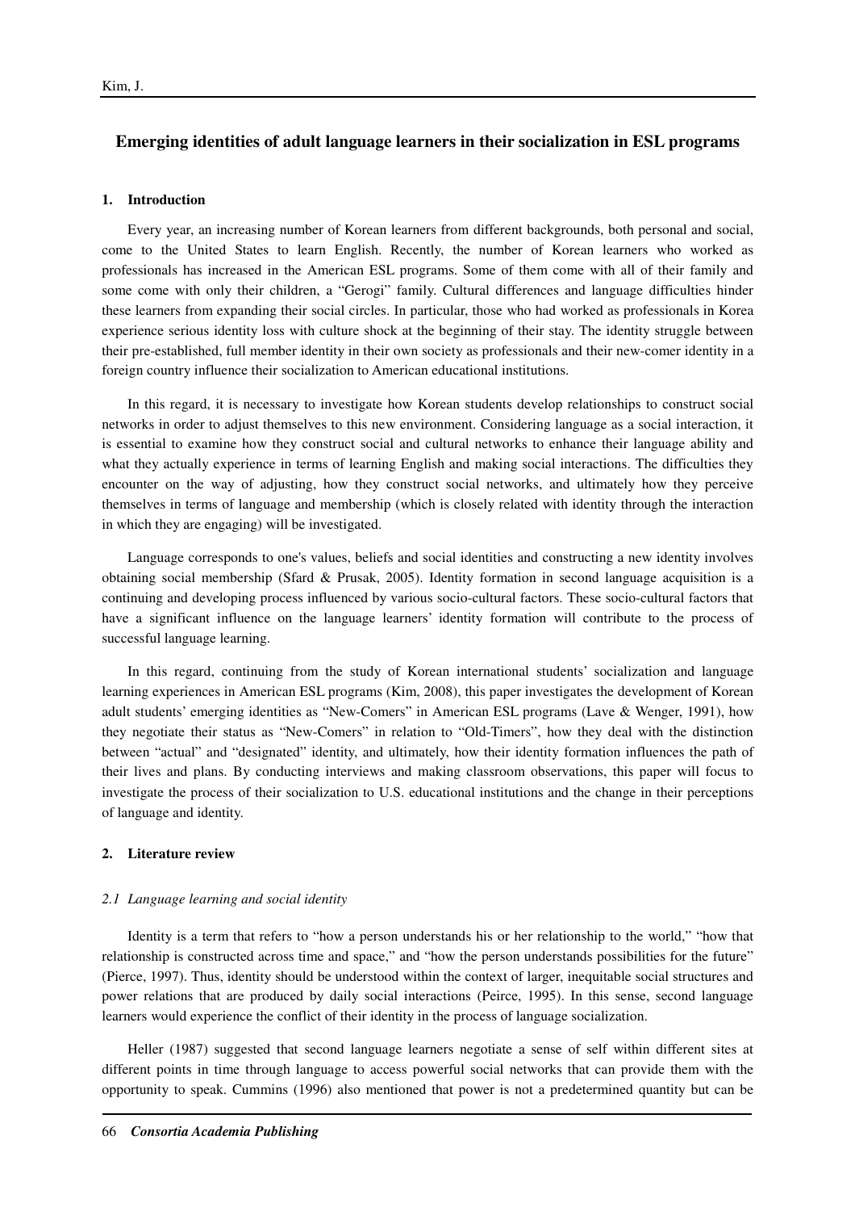# Emerging identities of adult language learners in their socialization in ESL programs

## 1. Introduction

Every year, an increasing number of Korean learners from different backgrounds, both personal and social, come to the United States to learn English. Recently, the number of Korean learners who worked as professionals has increased in the American ESL programs. Some of them come with all of their family and some come with only their children, a "Gerogi" family. Cultural differences and language difficulties hinder these learners from expanding their social circles. In particular, those who had worked as professionals in Korea experience serious identity loss with culture shock at the beginning of their stay. The identity struggle between their pre-established, full member identity in their own society as professionals and their new-comer identity in a foreign country influence their socialization to American educational institutions.

In this regard, it is necessary to investigate how Korean students develop relationships to construct social networks in order to adjust themselves to this new environment. Considering language as a social interaction, it is essential to examine how they construct social and cultural networks to enhance their language ability and what they actually experience in terms of learning English and making social interactions. The difficulties they encounter on the way of adjusting, how they construct social networks, and ultimately how they perceive themselves in terms of language and membership (which is closely related with identity through the interaction in which they are engaging) will be investigated.

Language corresponds to one's values, beliefs and social identities and constructing a new identity involves obtaining social membership (Sfard & Prusak, 2005). Identity formation in second language acquisition is a continuing and developing process influenced by various socio-cultural factors. These socio-cultural factors that have a significant influence on the language learners' identity formation will contribute to the process of successful language learning.

In this regard, continuing from the study of Korean international students' socialization and language learning experiences in American ESL programs (Kim, 2008), this paper investigates the development of Korean adult students' emerging identities as "New-Comers" in American ESL programs (Lave & Wenger, 1991), how they negotiate their status as "New-Comers" in relation to "Old-Timers", how they deal with the distinction between "actual" and "designated" identity, and ultimately, how their identity formation influences the path of their lives and plans. By conducting interviews and making classroom observations, this paper will focus to investigate the process of their socialization to U.S. educational institutions and the change in their perceptions of language and identity.

## 2. Literature review

### *2.1 Language learning and social identity*

Identity is a term that refers to "how a person understands his or her relationship to the world," "how that relationship is constructed across time and space," and "how the person understands possibilities for the future" (Pierce, 1997). Thus, identity should be understood within the context of larger, inequitable social structures and power relations that are produced by daily social interactions (Peirce, 1995). In this sense, second language learners would experience the conflict of their identity in the process of language socialization.

Heller (1987) suggested that second language learners negotiate a sense of self within different sites at different points in time through language to access powerful social networks that can provide them with the opportunity to speak. Cummins (1996) also mentioned that power is not a predetermined quantity but can be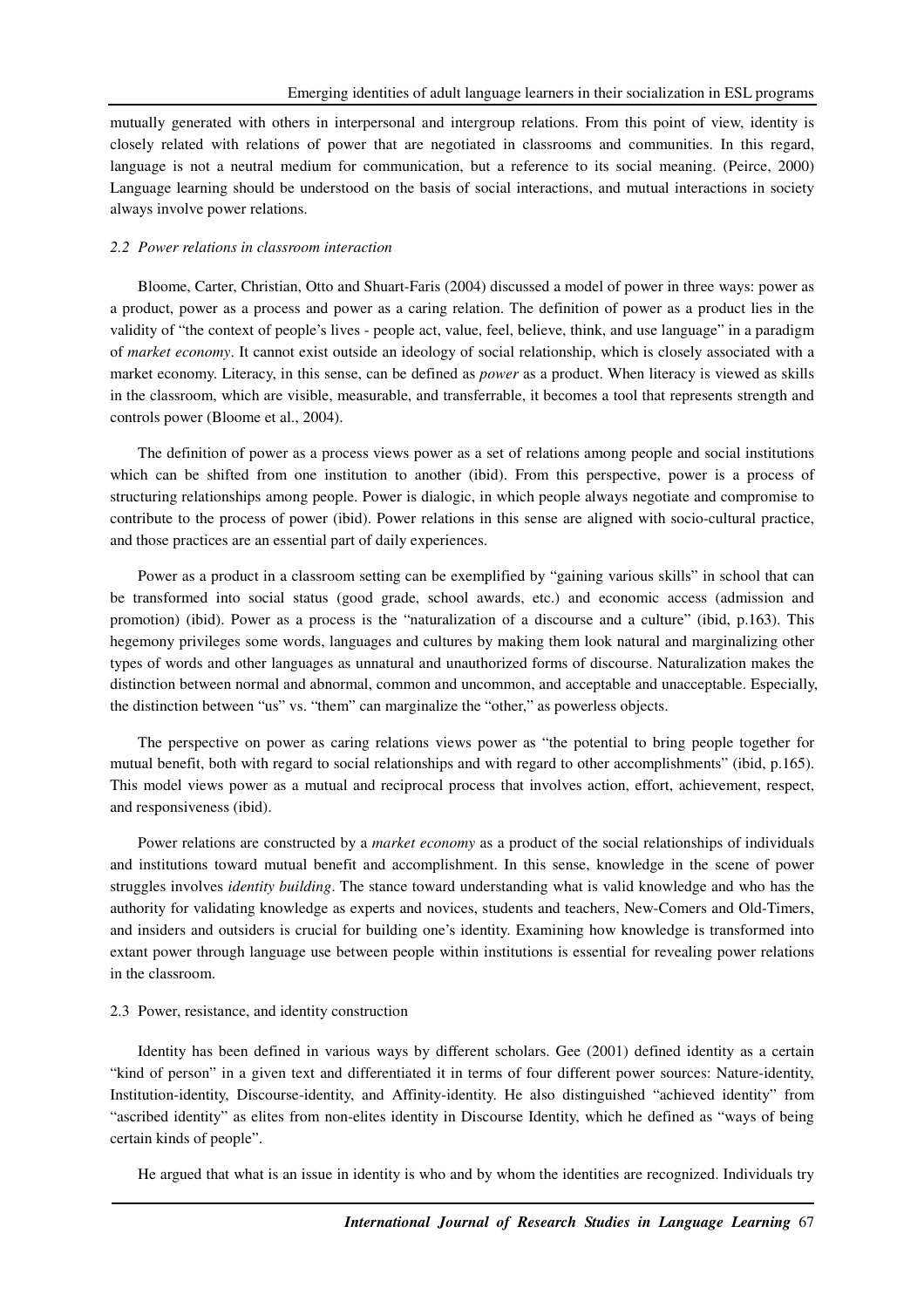mutually generated with others in interpersonal and intergroup relations. From this point of view, identity is closely related with relations of power that are negotiated in classrooms and communities. In this regard, language is not a neutral medium for communication, but a reference to its social meaning. (Peirce, 2000) Language learning should be understood on the basis of social interactions, and mutual interactions in society always involve power relations.

### *2.2 Power relations in classroom interaction*

Bloome, Carter, Christian, Otto and Shuart-Faris (2004) discussed a model of power in three ways: power as a product, power as a process and power as a caring relation. The definition of power as a product lies in the validity of "the context of people's lives - people act, value, feel, believe, think, and use language" in a paradigm of *market economy*. It cannot exist outside an ideology of social relationship, which is closely associated with a market economy. Literacy, in this sense, can be defined as *power* as a product. When literacy is viewed as skills in the classroom, which are visible, measurable, and transferrable, it becomes a tool that represents strength and controls power (Bloome et al., 2004).

The definition of power as a process views power as a set of relations among people and social institutions which can be shifted from one institution to another (ibid). From this perspective, power is a process of structuring relationships among people. Power is dialogic, in which people always negotiate and compromise to contribute to the process of power (ibid). Power relations in this sense are aligned with socio-cultural practice, and those practices are an essential part of daily experiences.

Power as a product in a classroom setting can be exemplified by "gaining various skills" in school that can be transformed into social status (good grade, school awards, etc.) and economic access (admission and promotion) (ibid). Power as a process is the "naturalization of a discourse and a culture" (ibid, p.163). This hegemony privileges some words, languages and cultures by making them look natural and marginalizing other types of words and other languages as unnatural and unauthorized forms of discourse. Naturalization makes the distinction between normal and abnormal, common and uncommon, and acceptable and unacceptable. Especially, the distinction between "us" vs. "them" can marginalize the "other," as powerless objects.

The perspective on power as caring relations views power as "the potential to bring people together for mutual benefit, both with regard to social relationships and with regard to other accomplishments" (ibid, p.165). This model views power as a mutual and reciprocal process that involves action, effort, achievement, respect, and responsiveness (ibid).

Power relations are constructed by a *market economy* as a product of the social relationships of individuals and institutions toward mutual benefit and accomplishment. In this sense, knowledge in the scene of power struggles involves *identity building*. The stance toward understanding what is valid knowledge and who has the authority for validating knowledge as experts and novices, students and teachers, New-Comers and Old-Timers, and insiders and outsiders is crucial for building one's identity. Examining how knowledge is transformed into extant power through language use between people within institutions is essential for revealing power relations in the classroom.

### 2.3 Power, resistance, and identity construction

Identity has been defined in various ways by different scholars. Gee (2001) defined identity as a certain "kind of person" in a given text and differentiated it in terms of four different power sources: Nature-identity, Institution-identity, Discourse-identity, and Affinity-identity. He also distinguished "achieved identity" from "ascribed identity" as elites from non-elites identity in Discourse Identity, which he defined as "ways of being certain kinds of people".

He argued that what is an issue in identity is who and by whom the identities are recognized. Individuals try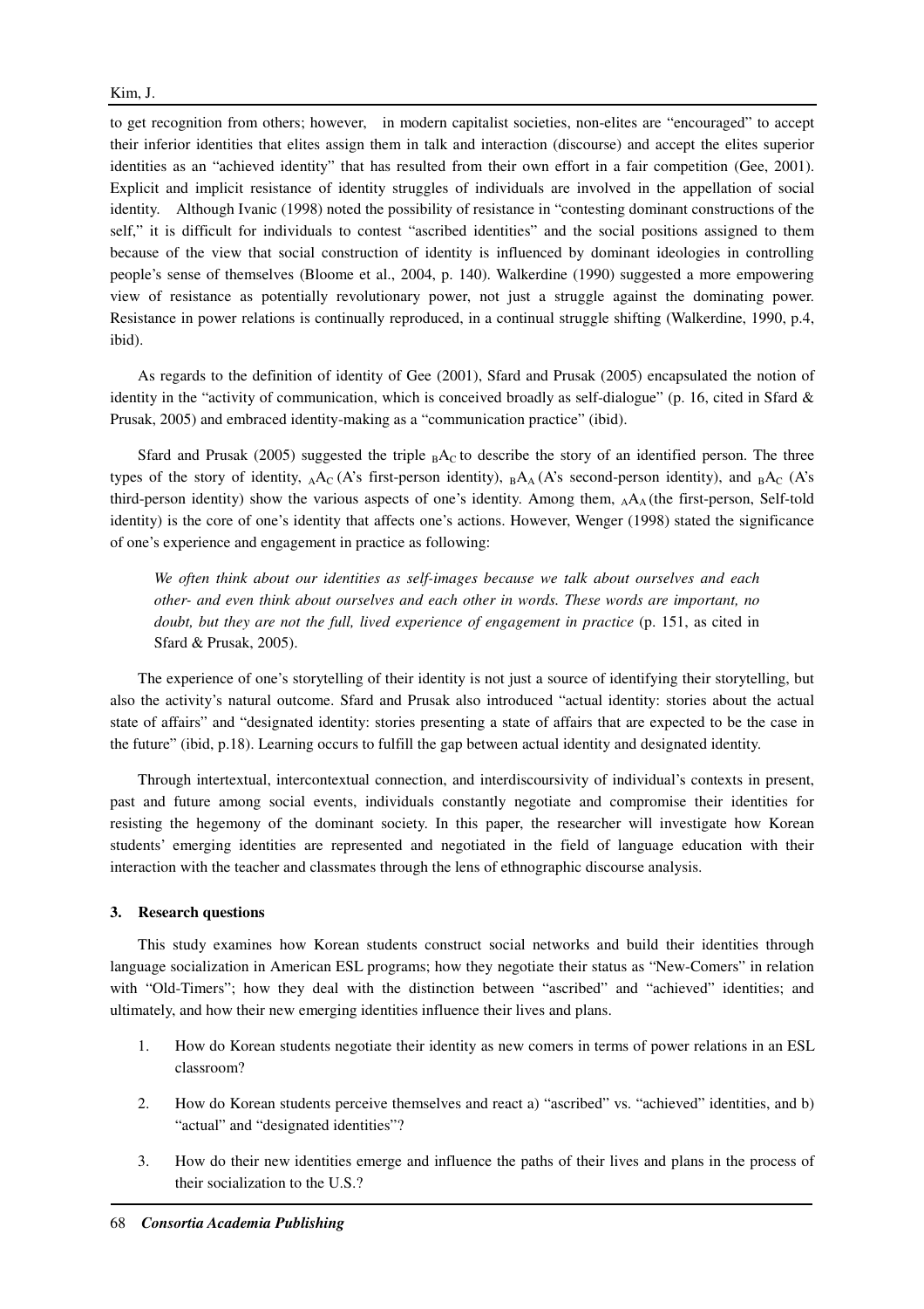to get recognition from others; however, in modern capitalist societies, non-elites are "encouraged" to accept their inferior identities that elites assign them in talk and interaction (discourse) and accept the elites superior identities as an "achieved identity" that has resulted from their own effort in a fair competition (Gee, 2001). Explicit and implicit resistance of identity struggles of individuals are involved in the appellation of social identity. Although Ivanic (1998) noted the possibility of resistance in "contesting dominant constructions of the self," it is difficult for individuals to contest "ascribed identities" and the social positions assigned to them because of the view that social construction of identity is influenced by dominant ideologies in controlling people's sense of themselves (Bloome et al., 2004, p. 140). Walkerdine (1990) suggested a more empowering view of resistance as potentially revolutionary power, not just a struggle against the dominating power. Resistance in power relations is continually reproduced, in a continual struggle shifting (Walkerdine, 1990, p.4, ibid).

As regards to the definition of identity of Gee (2001), Sfard and Prusak (2005) encapsulated the notion of identity in the "activity of communication, which is conceived broadly as self-dialogue" (p. 16, cited in Sfard & Prusak, 2005) and embraced identity-making as a "communication practice" (ibid).

Sfard and Prusak (2005) suggested the triple ${}_{B}A_{C}$ to describe the story of an identified person. The three types of the story of identity, ${}_{A}A_{C}$ (A's first-person identity), ${}_{B}A_{A}$ (A's second-person identity), and ${}_{B}A_{C}$ (A's third-person identity) show the various aspects of one's identity. Among them, ${}_{A}A_{A}$ (the first-person, Self-told identity) is the core of one's identity that affects one's actions. However, Wenger (1998) stated the significance of one's experience and engagement in practice as following:

> *We often think about our identities as self-images because we talk about ourselves and each other- and even think about ourselves and each other in words. These words are important, no doubt, but they are not the full, lived experience of engagement in practice* (p. 151, as cited in Sfard & Prusak, 2005).

The experience of one's storytelling of their identity is not just a source of identifying their storytelling, but also the activity's natural outcome. Sfard and Prusak also introduced "actual identity: stories about the actual state of affairs" and "designated identity: stories presenting a state of affairs that are expected to be the case in the future" (ibid, p.18). Learning occurs to fulfill the gap between actual identity and designated identity.

Through intertextual, intercontextual connection, and interdiscoursivity of individual's contexts in present, past and future among social events, individuals constantly negotiate and compromise their identities for resisting the hegemony of the dominant society. In this paper, the researcher will investigate how Korean students' emerging identities are represented and negotiated in the field of language education with their interaction with the teacher and classmates through the lens of ethnographic discourse analysis.

### 3. Research questions

This study examines how Korean students construct social networks and build their identities through language socialization in American ESL programs; how they negotiate their status as "New-Comers" in relation with "Old-Timers"; how they deal with the distinction between "ascribed" and "achieved" identities; and ultimately, and how their new emerging identities influence their lives and plans.

1. How do Korean students negotiate their identity as new comers in terms of power relations in an ESL classroom?
2. How do Korean students perceive themselves and react a) "ascribed" vs. "achieved" identities, and b) "actual" and "designated identities"?
3. How do their new identities emerge and influence the paths of their lives and plans in the process of their socialization to the U.S.?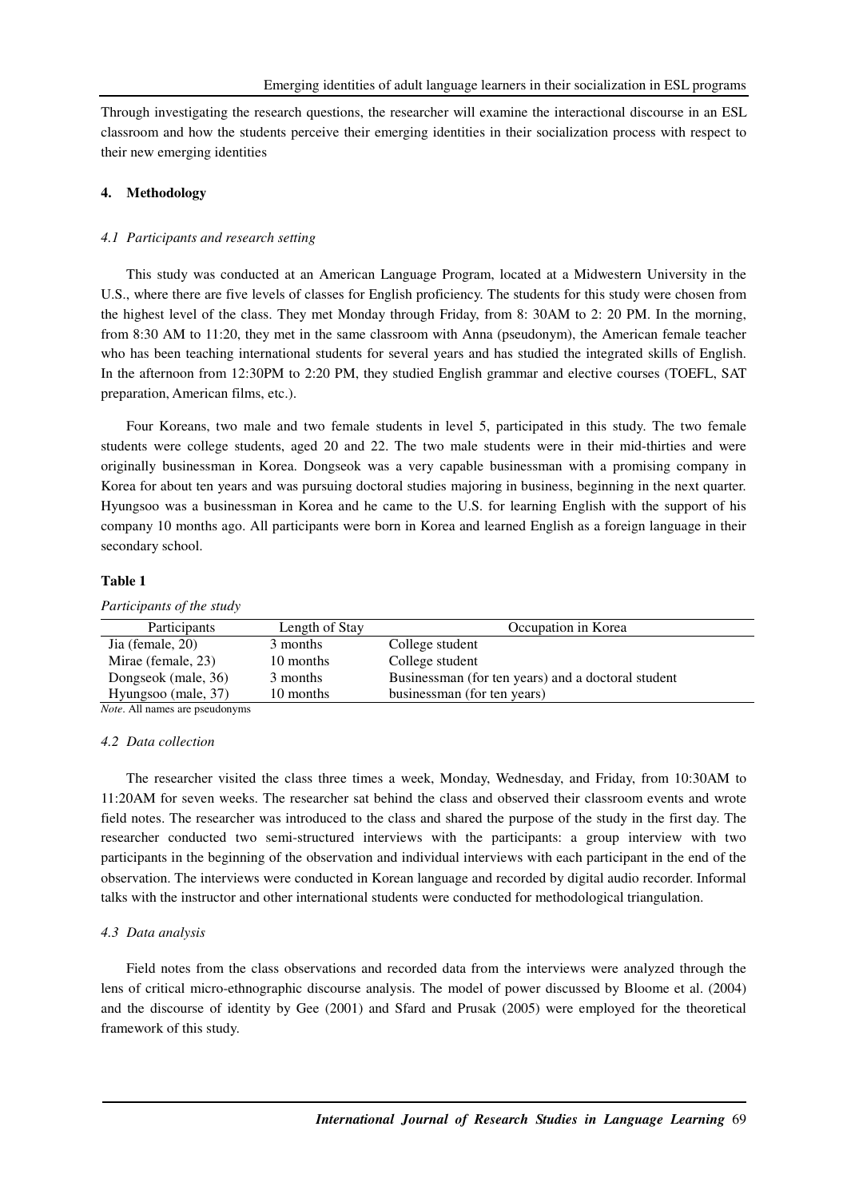Through investigating the research questions, the researcher will examine the interactional discourse in an ESL classroom and how the students perceive their emerging identities in their socialization process with respect to their new emerging identities

## 4. Methodology

### *4.1 Participants and research setting*

This study was conducted at an American Language Program, located at a Midwestern University in the U.S., where there are five levels of classes for English proficiency. The students for this study were chosen from the highest level of the class. They met Monday through Friday, from 8: 30AM to 2: 20 PM. In the morning, from 8:30 AM to 11:20, they met in the same classroom with Anna (pseudonym), the American female teacher who has been teaching international students for several years and has studied the integrated skills of English. In the afternoon from 12:30PM to 2:20 PM, they studied English grammar and elective courses (TOEFL, SAT preparation, American films, etc.).

Four Koreans, two male and two female students in level 5, participated in this study. The two female students were college students, aged 20 and 22. The two male students were in their mid-thirties and were originally businessman in Korea. Dongseok was a very capable businessman with a promising company in Korea for about ten years and was pursuing doctoral studies majoring in business, beginning in the next quarter. Hyungsoo was a businessman in Korea and he came to the U.S. for learning English with the support of his company 10 months ago. All participants were born in Korea and learned English as a foreign language in their secondary school.

**Table 1**

*Participants of the study*

| Participants | Length of Stay | Occupation in Korea |
|---|---|---|
| Jia (female, 20) | 3 months | College student |
| Mirae (female, 23) | 10 months | College student |
| Dongseok (male, 36) | 3 months | Businessman (for ten years) and a doctoral student |
| Hyungsoo (male, 37) | 10 months | businessman (for ten years) |

*Note*. All names are pseudonyms

### *4.2 Data collection*

The researcher visited the class three times a week, Monday, Wednesday, and Friday, from 10:30AM to 11:20AM for seven weeks. The researcher sat behind the class and observed their classroom events and wrote field notes. The researcher was introduced to the class and shared the purpose of the study in the first day. The researcher conducted two semi-structured interviews with the participants: a group interview with two participants in the beginning of the observation and individual interviews with each participant in the end of the observation. The interviews were conducted in Korean language and recorded by digital audio recorder. Informal talks with the instructor and other international students were conducted for methodological triangulation.

### *4.3 Data analysis*

Field notes from the class observations and recorded data from the interviews were analyzed through the lens of critical micro-ethnographic discourse analysis. The model of power discussed by Bloome et al. (2004) and the discourse of identity by Gee (2001) and Sfard and Prusak (2005) were employed for the theoretical framework of this study.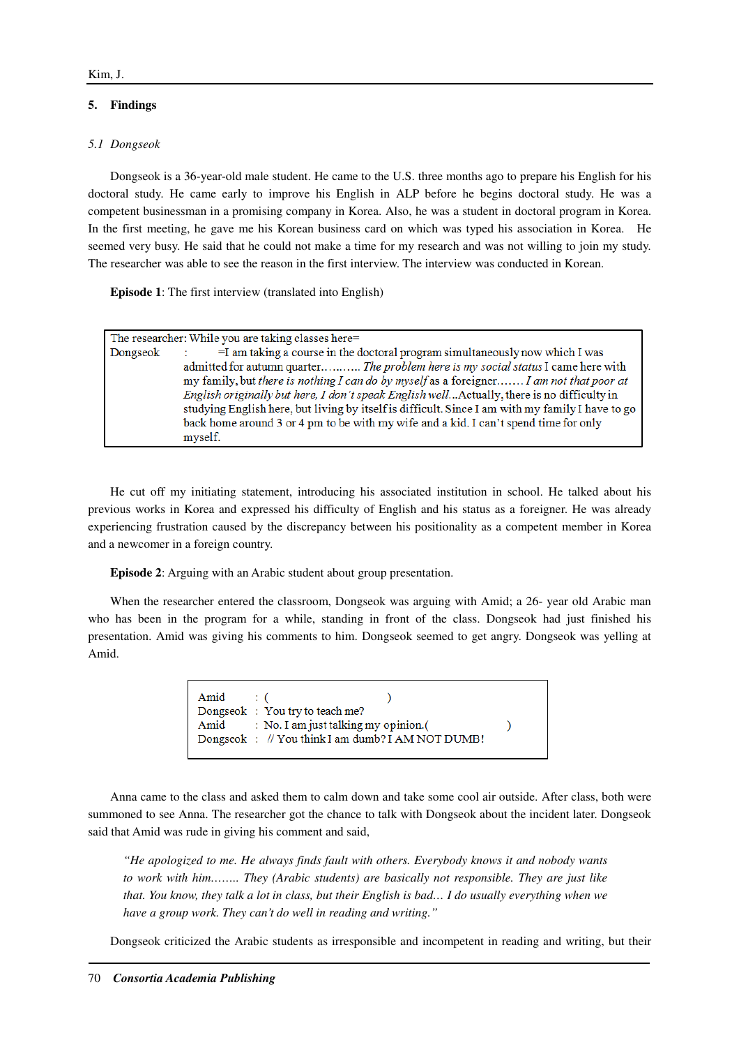## 5. Findings

### *5.1 Dongseok*

Dongseok is a 36-year-old male student. He came to the U.S. three months ago to prepare his English for his doctoral study. He came early to improve his English in ALP before he begins doctoral study. He was a competent businessman in a promising company in Korea. Also, he was a student in doctoral program in Korea. In the first meeting, he gave me his Korean business card on which was typed his association in Korea. He seemed very busy. He said that he could not make a time for my research and was not willing to join my study. The researcher was able to see the reason in the first interview. The interview was conducted in Korean.

**Episode 1**: The first interview (translated into English)

> The researcher: While you are taking classes here=
> Dongseok : =I am taking a course in the doctoral program simultaneously now which I was admitted for autumn quarter……….. *The problem here is my social status* I came here with my family, but *there is nothing I can do by myself* as a foreigner……. *I am not that poor at English originally but here, I don't speak English well*...Actually, there is no difficulty in studying English here, but living by itself is difficult. Since I am with my family I have to go back home around 3 or 4 pm to be with my wife and a kid. I can't spend time for only myself.

He cut off my initiating statement, introducing his associated institution in school. He talked about his previous works in Korea and expressed his difficulty of English and his status as a foreigner. He was already experiencing frustration caused by the discrepancy between his positionality as a competent member in Korea and a newcomer in a foreign country.

**Episode 2**: Arguing with an Arabic student about group presentation.

When the researcher entered the classroom, Dongseok was arguing with Amid; a 26- year old Arabic man who has been in the program for a while, standing in front of the class. Dongseok had just finished his presentation. Amid was giving his comments to him. Dongseok seemed to get angry. Dongseok was yelling at Amid.

> Amid : ( )
> Dongseok : You try to teach me?
> Amid : No. I am just talking my opinion.( )
> Dongseok : // You think I am dumb? I AM NOT DUMB!

Anna came to the class and asked them to calm down and take some cool air outside. After class, both were summoned to see Anna. The researcher got the chance to talk with Dongseok about the incident later. Dongseok said that Amid was rude in giving his comment and said,

> *"He apologized to me. He always finds fault with others. Everybody knows it and nobody wants to work with him…….. They (Arabic students) are basically not responsible. They are just like that. You know, they talk a lot in class, but their English is bad… I do usually everything when we have a group work. They can't do well in reading and writing."*

Dongseok criticized the Arabic students as irresponsible and incompetent in reading and writing, but their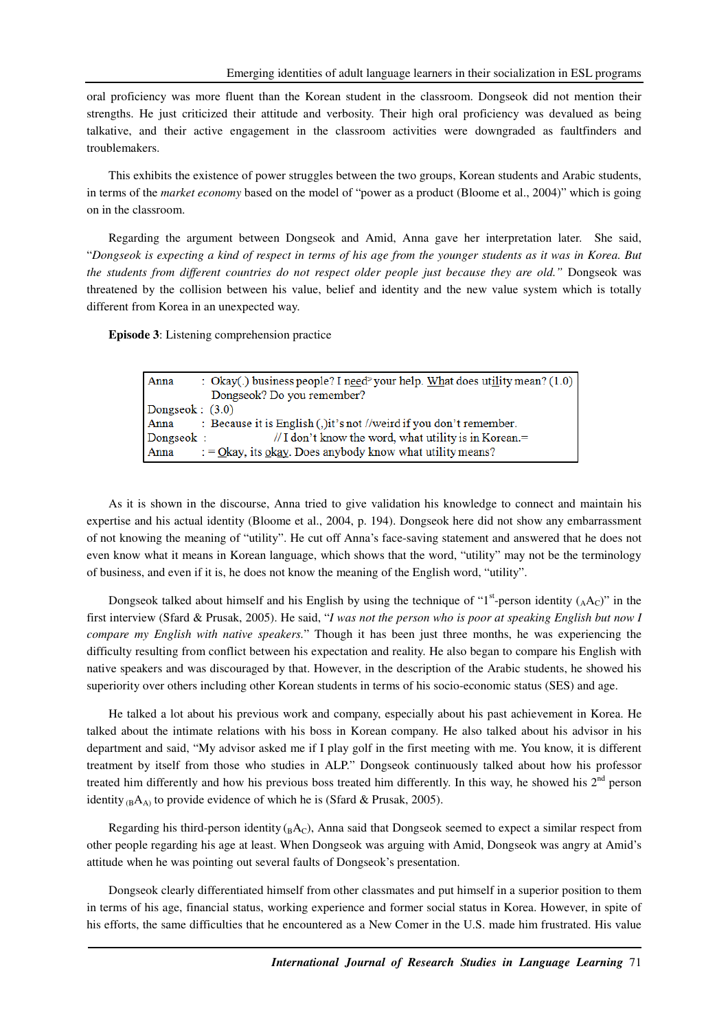oral proficiency was more fluent than the Korean student in the classroom. Dongseok did not mention their strengths. He just criticized their attitude and verbosity. Their high oral proficiency was devalued as being talkative, and their active engagement in the classroom activities were downgraded as faultfinders and troublemakers.

This exhibits the existence of power struggles between the two groups, Korean students and Arabic students, in terms of the *market economy* based on the model of "power as a product (Bloome et al., 2004)" which is going on in the classroom.

Regarding the argument between Dongseok and Amid, Anna gave her interpretation later. She said, "*Dongseok is expecting a kind of respect in terms of his age from the younger students as it was in Korea. But the students from different countries do not respect older people just because they are old.*" Dongseok was threatened by the collision between his value, belief and identity and the new value system which is totally different from Korea in an unexpected way.

**Episode 3**: Listening comprehension practice

| | |
|---|---|
| Anna | : Okay(.) business people? I need˃ your help. What does utility mean? (1.0) Dongseok? Do you remember? |
| Dongseok | : (3.0) |
| Anna | : Because it is English (,)it's not //weird if you don't remember. |
| Dongseok | : //I don't know the word, what utility is in Korean.= |
| Anna | : = Okay, its okay. Does anybody know what utility means? |

As it is shown in the discourse, Anna tried to give validation his knowledge to connect and maintain his expertise and his actual identity (Bloome et al., 2004, p. 194). Dongseok here did not show any embarrassment of not knowing the meaning of "utility". He cut off Anna's face-saving statement and answered that he does not even know what it means in Korean language, which shows that the word, "utility" may not be the terminology of business, and even if it is, he does not know the meaning of the English word, "utility".

Dongseok talked about himself and his English by using the technique of "1st-person identity ($_{A}A_{C}$)" in the first interview (Sfard & Prusak, 2005). He said, "*I was not the person who is poor at speaking English but now I compare my English with native speakers.*" Though it has been just three months, he was experiencing the difficulty resulting from conflict between his expectation and reality. He also began to compare his English with native speakers and was discouraged by that. However, in the description of the Arabic students, he showed his superiority over others including other Korean students in terms of his socio-economic status (SES) and age.

He talked a lot about his previous work and company, especially about his past achievement in Korea. He talked about the intimate relations with his boss in Korean company. He also talked about his advisor in his department and said, "My advisor asked me if I play golf in the first meeting with me. You know, it is different treatment by itself from those who studies in ALP." Dongseok continuously talked about how his professor treated him differently and how his previous boss treated him differently. In this way, he showed his 2nd person identity $_{(B}A_{A)}$ to provide evidence of which he is (Sfard & Prusak, 2005).

Regarding his third-person identity ($_{B}A_{C}$), Anna said that Dongseok seemed to expect a similar respect from other people regarding his age at least. When Dongseok was arguing with Amid, Dongseok was angry at Amid's attitude when he was pointing out several faults of Dongseok's presentation.

Dongseok clearly differentiated himself from other classmates and put himself in a superior position to them in terms of his age, financial status, working experience and former social status in Korea. However, in spite of his efforts, the same difficulties that he encountered as a New Comer in the U.S. made him frustrated. His value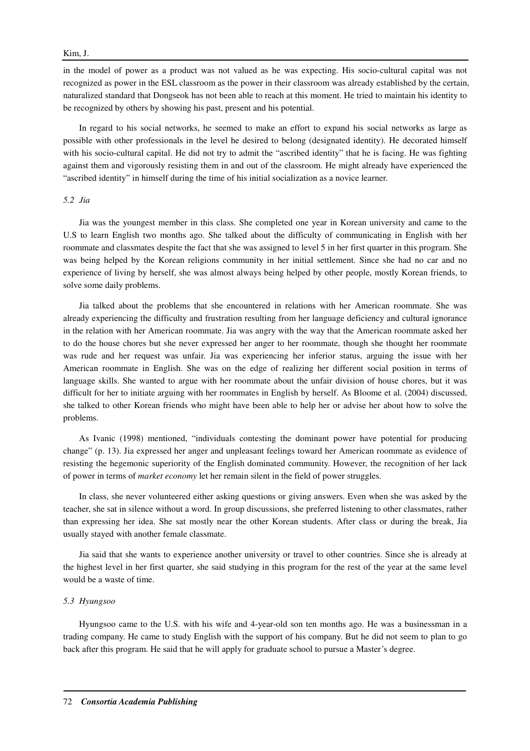in the model of power as a product was not valued as he was expecting. His socio-cultural capital was not recognized as power in the ESL classroom as the power in their classroom was already established by the certain, naturalized standard that Dongseok has not been able to reach at this moment. He tried to maintain his identity to be recognized by others by showing his past, present and his potential.

In regard to his social networks, he seemed to make an effort to expand his social networks as large as possible with other professionals in the level he desired to belong (designated identity). He decorated himself with his socio-cultural capital. He did not try to admit the "ascribed identity" that he is facing. He was fighting against them and vigorously resisting them in and out of the classroom. He might already have experienced the "ascribed identity" in himself during the time of his initial socialization as a novice learner.

### *5.2 Jia*

Jia was the youngest member in this class. She completed one year in Korean university and came to the U.S to learn English two months ago. She talked about the difficulty of communicating in English with her roommate and classmates despite the fact that she was assigned to level 5 in her first quarter in this program. She was being helped by the Korean religions community in her initial settlement. Since she had no car and no experience of living by herself, she was almost always being helped by other people, mostly Korean friends, to solve some daily problems.

Jia talked about the problems that she encountered in relations with her American roommate. She was already experiencing the difficulty and frustration resulting from her language deficiency and cultural ignorance in the relation with her American roommate. Jia was angry with the way that the American roommate asked her to do the house chores but she never expressed her anger to her roommate, though she thought her roommate was rude and her request was unfair. Jia was experiencing her inferior status, arguing the issue with her American roommate in English. She was on the edge of realizing her different social position in terms of language skills. She wanted to argue with her roommate about the unfair division of house chores, but it was difficult for her to initiate arguing with her roommates in English by herself. As Bloome et al. (2004) discussed, she talked to other Korean friends who might have been able to help her or advise her about how to solve the problems.

As Ivanic (1998) mentioned, "individuals contesting the dominant power have potential for producing change" (p. 13). Jia expressed her anger and unpleasant feelings toward her American roommate as evidence of resisting the hegemonic superiority of the English dominated community. However, the recognition of her lack of power in terms of *market economy* let her remain silent in the field of power struggles.

In class, she never volunteered either asking questions or giving answers. Even when she was asked by the teacher, she sat in silence without a word. In group discussions, she preferred listening to other classmates, rather than expressing her idea. She sat mostly near the other Korean students. After class or during the break, Jia usually stayed with another female classmate.

Jia said that she wants to experience another university or travel to other countries. Since she is already at the highest level in her first quarter, she said studying in this program for the rest of the year at the same level would be a waste of time.

### *5.3 Hyungsoo*

Hyungsoo came to the U.S. with his wife and 4-year-old son ten months ago. He was a businessman in a trading company. He came to study English with the support of his company. But he did not seem to plan to go back after this program. He said that he will apply for graduate school to pursue a Master's degree.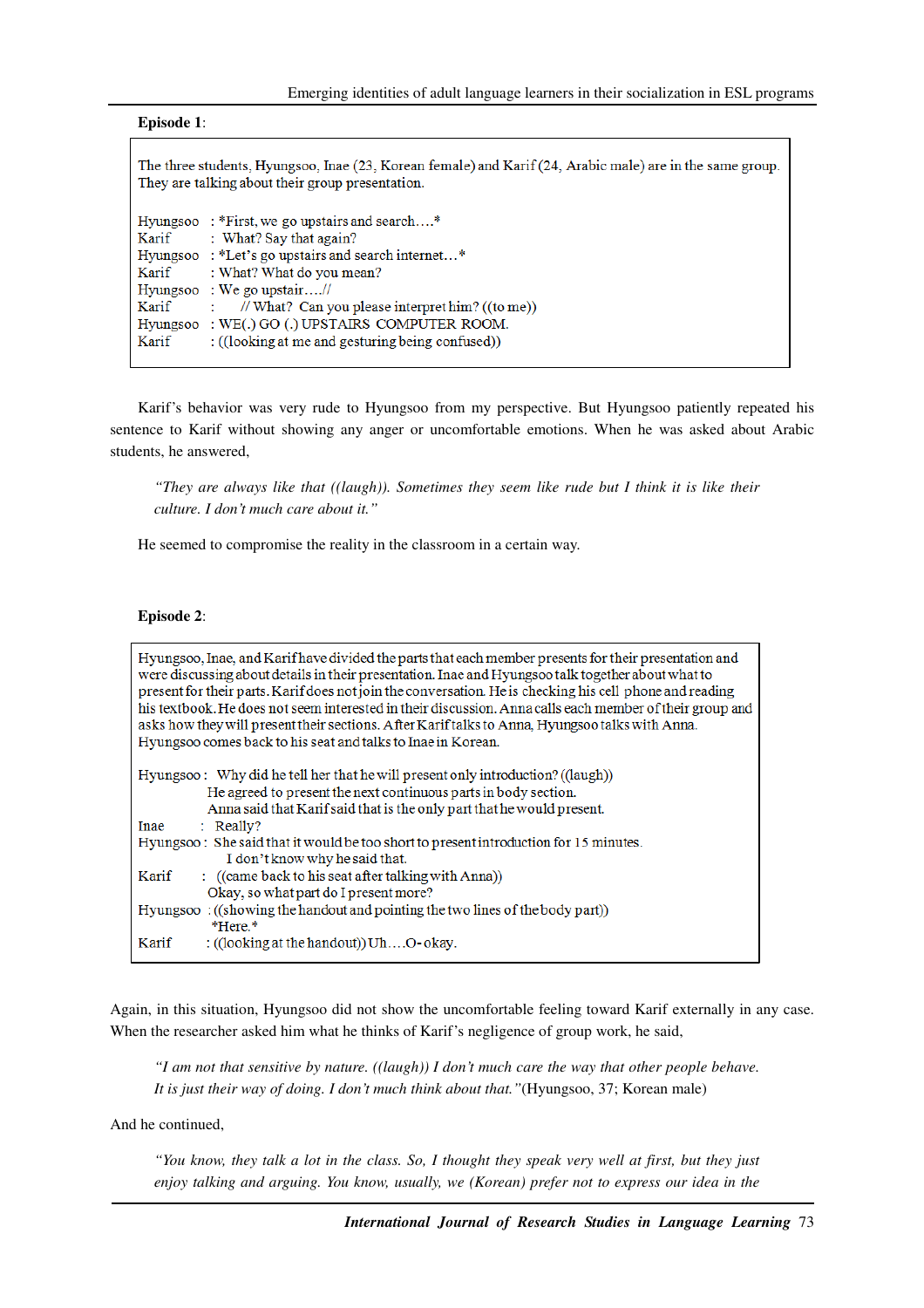**Episode 1**:

> The three students, Hyungsoo, Inae (23, Korean female) and Karif (24, Arabic male) are in the same group. They are talking about their group presentation.
>
> Hyungsoo : *First, we go upstairs and search….*
> Karif : What? Say that again?
> Hyungsoo : *Let's go upstairs and search internet…*
> Karif : What? What do you mean?
> Hyungsoo : We go upstair….//
> Karif : // What? Can you please interpret him? ((to me))
> Hyungsoo : WE(.) GO (.) UPSTAIRS COMPUTER ROOM.
> Karif : ((looking at me and gesturing being confused))

Karif's behavior was very rude to Hyungsoo from my perspective. But Hyungsoo patiently repeated his sentence to Karif without showing any anger or uncomfortable emotions. When he was asked about Arabic students, he answered,

> *"They are always like that ((laugh)). Sometimes they seem like rude but I think it is like their culture. I don't much care about it."*

He seemed to compromise the reality in the classroom in a certain way.

**Episode 2**:

> Hyungsoo, Inae, and Karif have divided the parts that each member presents for their presentation and were discussing about details in their presentation. Inae and Hyungsoo talk together about what to present for their parts. Karif does not join the conversation. He is checking his cell phone and reading his textbook. He does not seem interested in their discussion. Anna calls each member of their group and asks how they will present their sections. After Karif talks to Anna, Hyungsoo talks with Anna. Hyungsoo comes back to his seat and talks to Inae in Korean.
>
> Hyungsoo : Why did he tell her that he will present only introduction? ((laugh))
> He agreed to present the next continuous parts in body section.
> Anna said that Karif said that is the only part that he would present.
> Inae : Really?
> Hyungsoo : She said that it would be too short to present introduction for 15 minutes.
> I don't know why he said that.
> Karif : ((came back to his seat after talking with Anna))
> Okay, so what part do I present more?
> Hyungsoo : ((showing the handout and pointing the two lines of the body part))
> *Here.*
> Karif : ((looking at the handout)) Uh….O- okay.

Again, in this situation, Hyungsoo did not show the uncomfortable feeling toward Karif externally in any case. When the researcher asked him what he thinks of Karif's negligence of group work, he said,

> *"I am not that sensitive by nature. ((laugh)) I don't much care the way that other people behave. It is just their way of doing. I don't much think about that."* (Hyungsoo, 37; Korean male)

And he continued,

> *"You know, they talk a lot in the class. So, I thought they speak very well at first, but they just enjoy talking and arguing. You know, usually, we (Korean) prefer not to express our idea in the*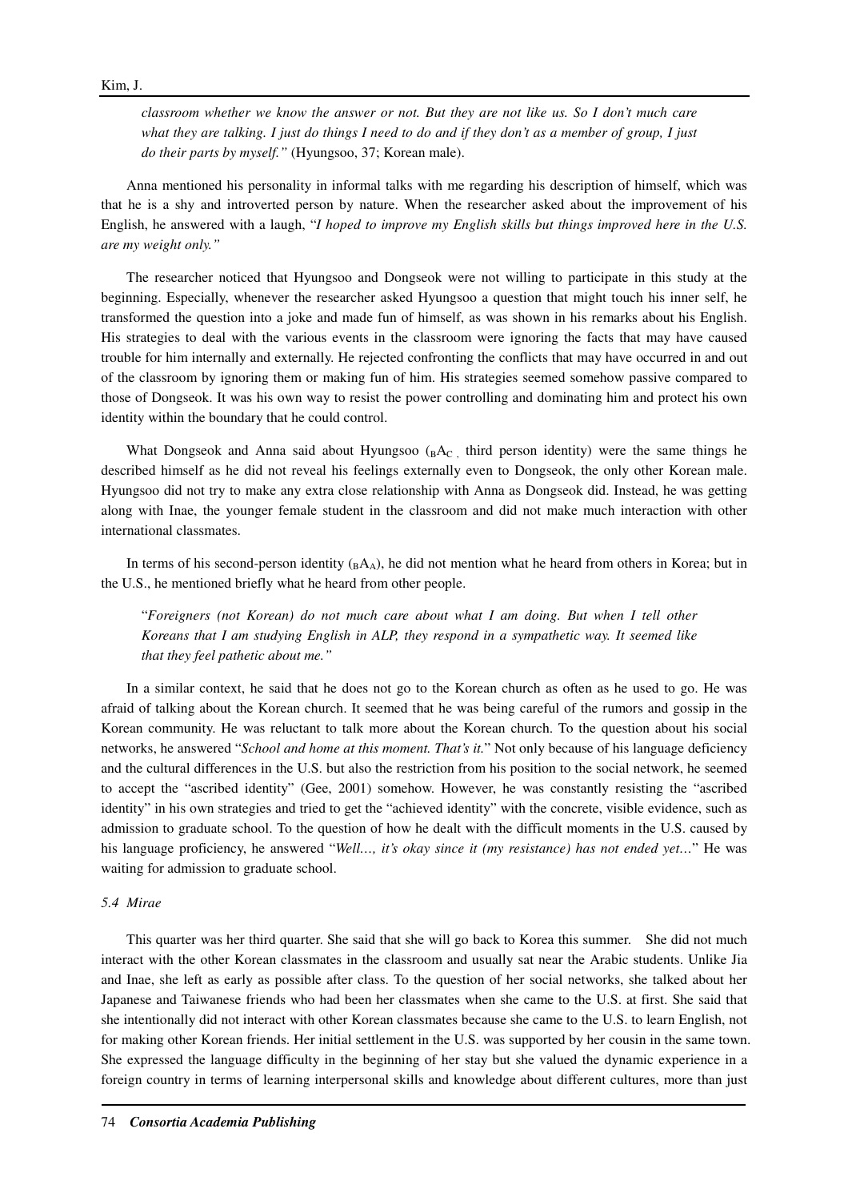*classroom whether we know the answer or not. But they are not like us. So I don't much care what they are talking. I just do things I need to do and if they don't as a member of group, I just do their parts by myself."* (Hyungsoo, 37; Korean male).

Anna mentioned his personality in informal talks with me regarding his description of himself, which was that he is a shy and introverted person by nature. When the researcher asked about the improvement of his English, he answered with a laugh, "*I hoped to improve my English skills but things improved here in the U.S. are my weight only."*

The researcher noticed that Hyungsoo and Dongseok were not willing to participate in this study at the beginning. Especially, whenever the researcher asked Hyungsoo a question that might touch his inner self, he transformed the question into a joke and made fun of himself, as was shown in his remarks about his English. His strategies to deal with the various events in the classroom were ignoring the facts that may have caused trouble for him internally and externally. He rejected confronting the conflicts that may have occurred in and out of the classroom by ignoring them or making fun of him. His strategies seemed somehow passive compared to those of Dongseok. It was his own way to resist the power controlling and dominating him and protect his own identity within the boundary that he could control.

What Dongseok and Anna said about Hyungsoo (${}_{B}A_{C}$, third person identity) were the same things he described himself as he did not reveal his feelings externally even to Dongseok, the only other Korean male. Hyungsoo did not try to make any extra close relationship with Anna as Dongseok did. Instead, he was getting along with Inae, the younger female student in the classroom and did not make much interaction with other international classmates.

In terms of his second-person identity (${}_{B}A_{A}$), he did not mention what he heard from others in Korea; but in the U.S., he mentioned briefly what he heard from other people.

> "*Foreigners (not Korean) do not much care about what I am doing. But when I tell other Koreans that I am studying English in ALP, they respond in a sympathetic way. It seemed like that they feel pathetic about me."*

In a similar context, he said that he does not go to the Korean church as often as he used to go. He was afraid of talking about the Korean church. It seemed that he was being careful of the rumors and gossip in the Korean community. He was reluctant to talk more about the Korean church. To the question about his social networks, he answered "*School and home at this moment. That's it.*" Not only because of his language deficiency and the cultural differences in the U.S. but also the restriction from his position to the social network, he seemed to accept the "ascribed identity" (Gee, 2001) somehow. However, he was constantly resisting the "ascribed identity" in his own strategies and tried to get the "achieved identity" with the concrete, visible evidence, such as admission to graduate school. To the question of how he dealt with the difficult moments in the U.S. caused by his language proficiency, he answered "*Well..., it's okay since it (my resistance) has not ended yet...*" He was waiting for admission to graduate school.

### *5.4 Mirae*

This quarter was her third quarter. She said that she will go back to Korea this summer. She did not much interact with the other Korean classmates in the classroom and usually sat near the Arabic students. Unlike Jia and Inae, she left as early as possible after class. To the question of her social networks, she talked about her Japanese and Taiwanese friends who had been her classmates when she came to the U.S. at first. She said that she intentionally did not interact with other Korean classmates because she came to the U.S. to learn English, not for making other Korean friends. Her initial settlement in the U.S. was supported by her cousin in the same town. She expressed the language difficulty in the beginning of her stay but she valued the dynamic experience in a foreign country in terms of learning interpersonal skills and knowledge about different cultures, more than just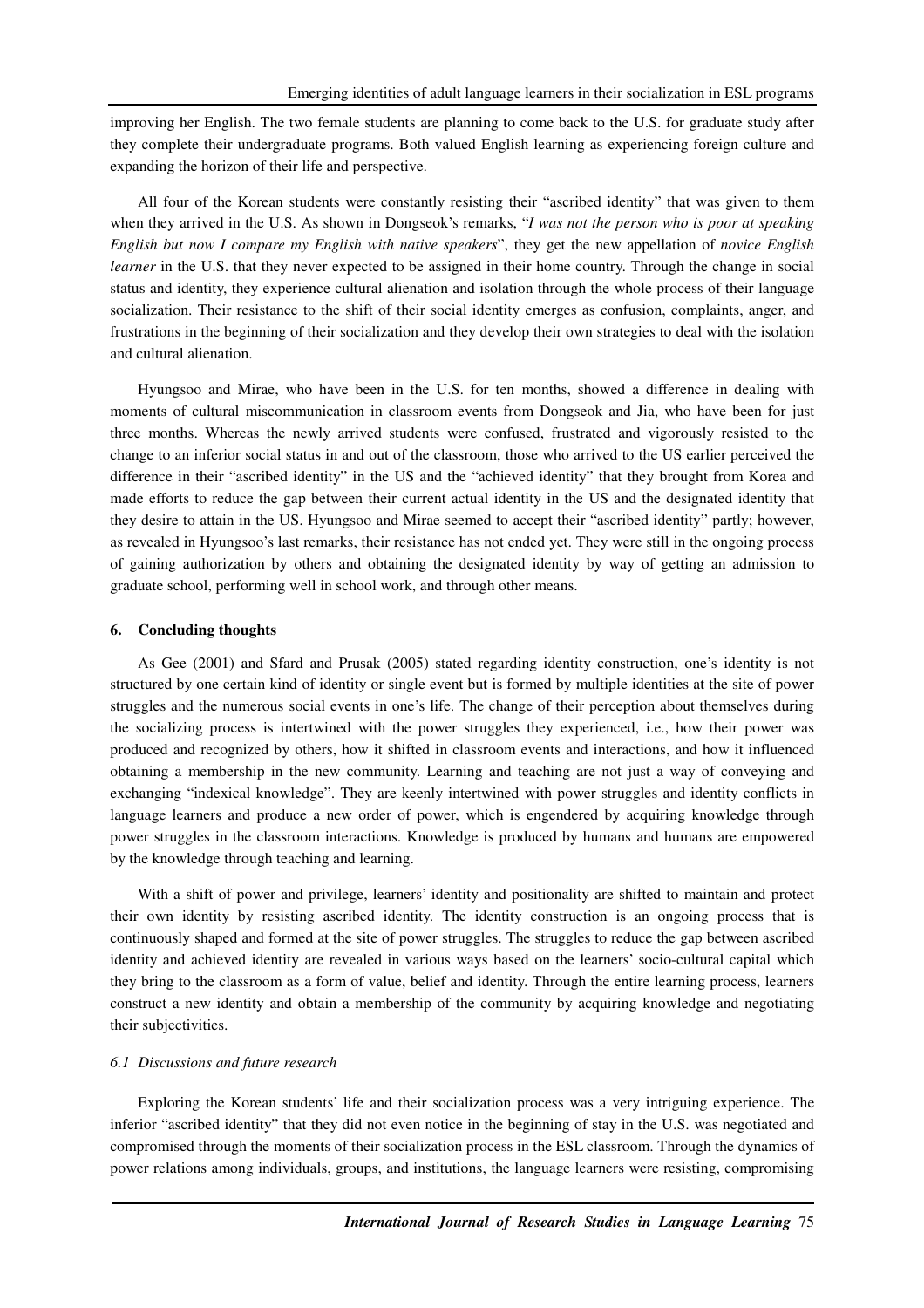improving her English. The two female students are planning to come back to the U.S. for graduate study after they complete their undergraduate programs. Both valued English learning as experiencing foreign culture and expanding the horizon of their life and perspective.

All four of the Korean students were constantly resisting their "ascribed identity" that was given to them when they arrived in the U.S. As shown in Dongseok's remarks, "*I was not the person who is poor at speaking English but now I compare my English with native speakers*", they get the new appellation of *novice English learner* in the U.S. that they never expected to be assigned in their home country. Through the change in social status and identity, they experience cultural alienation and isolation through the whole process of their language socialization. Their resistance to the shift of their social identity emerges as confusion, complaints, anger, and frustrations in the beginning of their socialization and they develop their own strategies to deal with the isolation and cultural alienation.

Hyungsoo and Mirae, who have been in the U.S. for ten months, showed a difference in dealing with moments of cultural miscommunication in classroom events from Dongseok and Jia, who have been for just three months. Whereas the newly arrived students were confused, frustrated and vigorously resisted to the change to an inferior social status in and out of the classroom, those who arrived to the US earlier perceived the difference in their "ascribed identity" in the US and the "achieved identity" that they brought from Korea and made efforts to reduce the gap between their current actual identity in the US and the designated identity that they desire to attain in the US. Hyungsoo and Mirae seemed to accept their "ascribed identity" partly; however, as revealed in Hyungsoo's last remarks, their resistance has not ended yet. They were still in the ongoing process of gaining authorization by others and obtaining the designated identity by way of getting an admission to graduate school, performing well in school work, and through other means.

## 6. Concluding thoughts

As Gee (2001) and Sfard and Prusak (2005) stated regarding identity construction, one's identity is not structured by one certain kind of identity or single event but is formed by multiple identities at the site of power struggles and the numerous social events in one's life. The change of their perception about themselves during the socializing process is intertwined with the power struggles they experienced, i.e., how their power was produced and recognized by others, how it shifted in classroom events and interactions, and how it influenced obtaining a membership in the new community. Learning and teaching are not just a way of conveying and exchanging "indexical knowledge". They are keenly intertwined with power struggles and identity conflicts in language learners and produce a new order of power, which is engendered by acquiring knowledge through power struggles in the classroom interactions. Knowledge is produced by humans and humans are empowered by the knowledge through teaching and learning.

With a shift of power and privilege, learners' identity and positionality are shifted to maintain and protect their own identity by resisting ascribed identity. The identity construction is an ongoing process that is continuously shaped and formed at the site of power struggles. The struggles to reduce the gap between ascribed identity and achieved identity are revealed in various ways based on the learners' socio-cultural capital which they bring to the classroom as a form of value, belief and identity. Through the entire learning process, learners construct a new identity and obtain a membership of the community by acquiring knowledge and negotiating their subjectivities.

### *6.1 Discussions and future research*

Exploring the Korean students' life and their socialization process was a very intriguing experience. The inferior "ascribed identity" that they did not even notice in the beginning of stay in the U.S. was negotiated and compromised through the moments of their socialization process in the ESL classroom. Through the dynamics of power relations among individuals, groups, and institutions, the language learners were resisting, compromising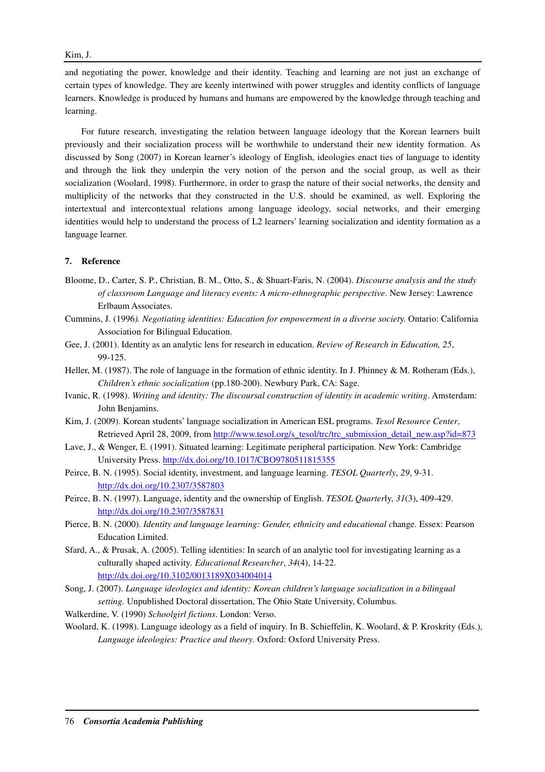and negotiating the power, knowledge and their identity. Teaching and learning are not just an exchange of certain types of knowledge. They are keenly intertwined with power struggles and identity conflicts of language learners. Knowledge is produced by humans and humans are empowered by the knowledge through teaching and learning.

For future research, investigating the relation between language ideology that the Korean learners built previously and their socialization process will be worthwhile to understand their new identity formation. As discussed by Song (2007) in Korean learner's ideology of English, ideologies enact ties of language to identity and through the link they underpin the very notion of the person and the social group, as well as their socialization (Woolard, 1998). Furthermore, in order to grasp the nature of their social networks, the density and multiplicity of the networks that they constructed in the U.S. should be examined, as well. Exploring the intertextual and intercontextual relations among language ideology, social networks, and their emerging identities would help to understand the process of L2 learners' learning socialization and identity formation as a language learner.

## 7. Reference

Bloome, D., Carter, S. P., Christian, B. M., Otto, S., & Shuart-Faris, N. (2004). *Discourse analysis and the study of classroom Language and literacy events: A micro-ethnographic perspective*. New Jersey: Lawrence Erlbaum Associates.

Cummins, J. (1996*). Negotiating identities: Education for empowerment in a diverse societ*y. Ontario: California Association for Bilingual Education.

Gee, J. (2001). Identity as an analytic lens for research in education. *Review of Research in Education, 25*, 99-125.

Heller, M. (1987). The role of language in the formation of ethnic identity. In J. Phinney & M. Rotheram (Eds.), *Children's ethnic socialization* (pp.180-200). Newbury Park, CA: Sage.

Ivanic, R. (1998). *Writing and identity: The discoursal construction of identity in academic writing*. Amsterdam: John Benjamins.

Kim, J. (2009). Korean students' language socialization in American ESL programs. *Tesol Resource Center*, Retrieved April 28, 2009, from http://www.tesol.org/s_tesol/trc/trc_submission_detail_new.asp?id=873

Lave, J., & Wenger, E. (1991). Situated learning: Legitimate peripheral participation. New York: Cambridge University Press. http://dx.doi.org/10.1017/CBO9780511815355

Peirce, B. N. (1995). Social identity, investment, and language learning. *TESOL Quarterly*, *29*, 9-31. http://dx.doi.org/10.2307/3587803

Peirce, B. N. (1997). Language, identity and the ownership of English. *TESOL Quarter*ly, *31*(3), 409-429. http://dx.doi.org/10.2307/3587831

Pierce, B. N. (2000). *Identity and language learning: Gender, ethnicity and educational c*hange. Essex: Pearson Education Limited.

Sfard, A., & Prusak, A. (2005). Telling identities: In search of an analytic tool for investigating learning as a culturally shaped activity. *Educational Researcher*, *34*(4), 14-22. http://dx.doi.org/10.3102/0013189X034004014

Song, J. (2007). *Language ideologies and identity: Korean children's language socialization in a bilingual setting.* Unpublished Doctoral dissertation, The Ohio State University, Columbus.

Walkerdine, V. (1990) *Schoolgirl fictions*. London: Verso.

Woolard, K. (1998). Language ideology as a field of inquiry. In B. Schieffelin, K. Woolard, & P. Kroskrity (Eds.), *Language ideologies: Practice and theory*. Oxford: Oxford University Press.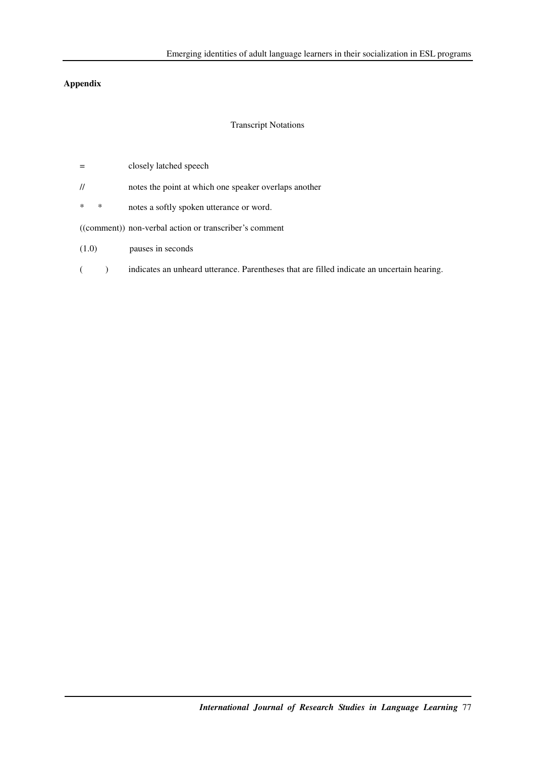**Appendix**

Transcript Notations

| | |
|---|---|
| = | closely latched speech |
| // | notes the point at which one speaker overlaps another |
| * * | notes a softly spoken utterance or word. |
| ((comment)) | non-verbal action or transcriber's comment |
| (1.0) | pauses in seconds |
| ( ) | indicates an unheard utterance. Parentheses that are filled indicate an uncertain hearing. |